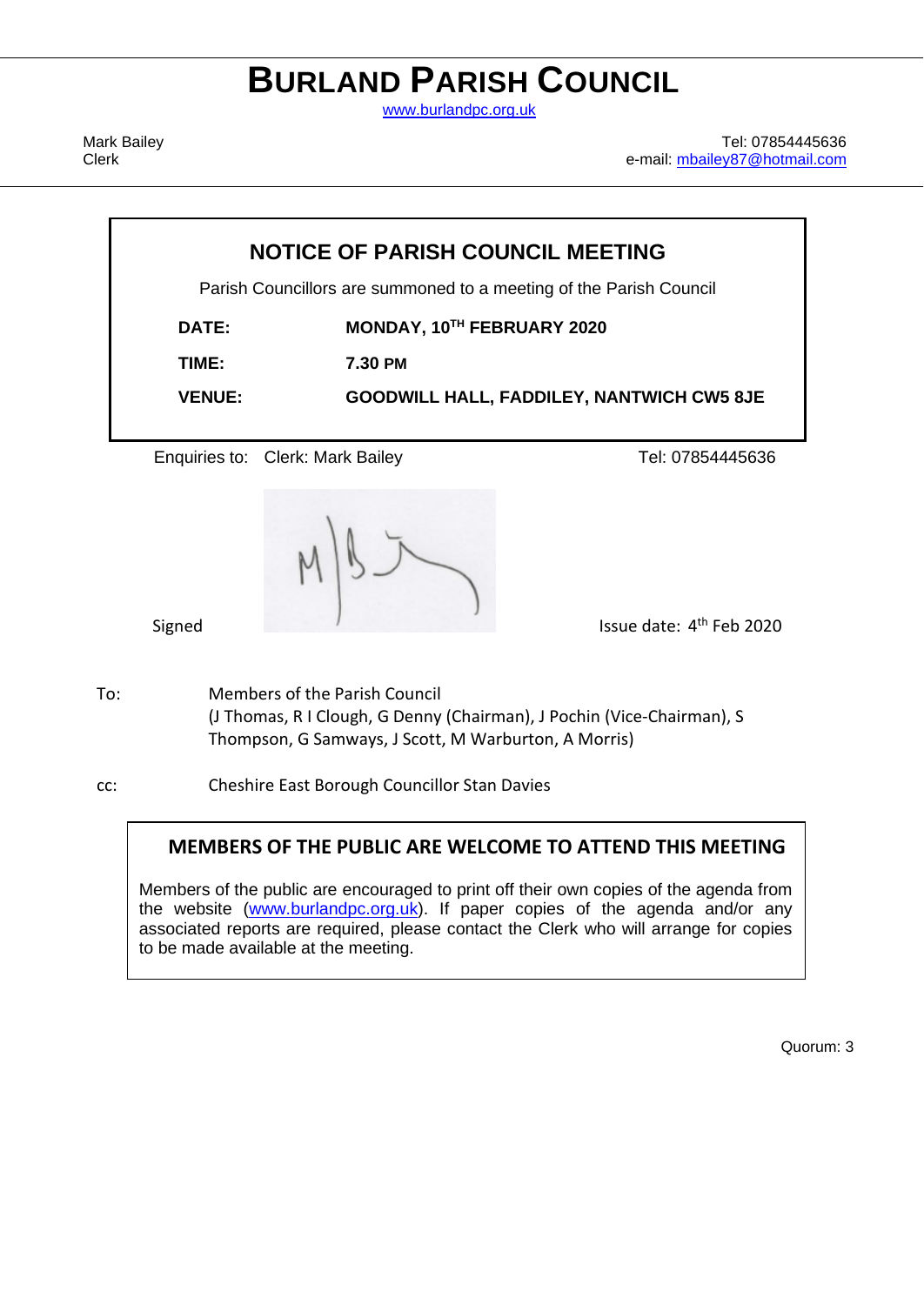# BURLAND PARISH COUNCIL

www.burlandpc.org.uk

Mark Bailey
Clerk

Tel: 07854445636
e-mail: mbailey87@hotmail.com

## NOTICE OF PARISH COUNCIL MEETING

Parish Councillors are summoned to a meeting of the Parish Council

| | |
|---|---|
| **DATE:** | **MONDAY, 10TH FEBRUARY 2020** |
| **TIME:** | **7.30 PM** |
| **VENUE:** | **GOODWILL HALL, FADDILEY, NANTWICH CW5 8JE** |

Enquiries to: Clerk: Mark Bailey — Tel: 07854445636

Signed

Issue date: 4th Feb 2020

To: Members of the Parish Council
(J Thomas, R I Clough, G Denny (Chairman), J Pochin (Vice-Chairman), S Thompson, G Samways, J Scott, M Warburton, A Morris)

cc: Cheshire East Borough Councillor Stan Davies

### MEMBERS OF THE PUBLIC ARE WELCOME TO ATTEND THIS MEETING

Members of the public are encouraged to print off their own copies of the agenda from the website (www.burlandpc.org.uk). If paper copies of the agenda and/or any associated reports are required, please contact the Clerk who will arrange for copies to be made available at the meeting.

Quorum: 3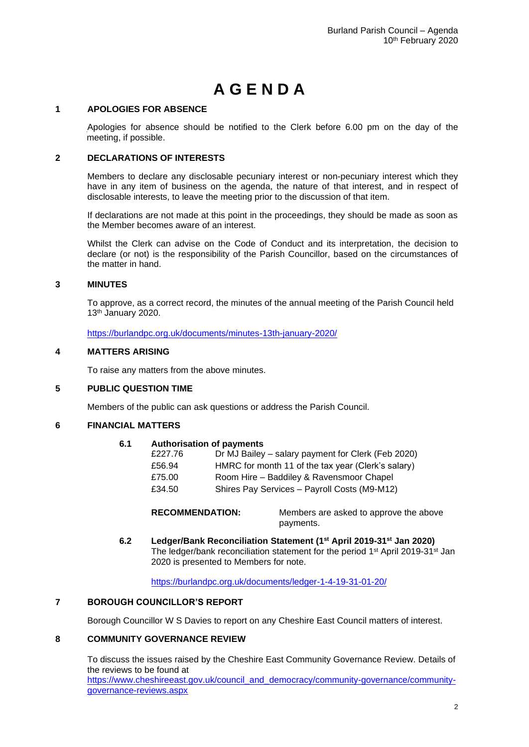# A G E N D A

## 1 APOLOGIES FOR ABSENCE

Apologies for absence should be notified to the Clerk before 6.00 pm on the day of the meeting, if possible.

## 2 DECLARATIONS OF INTERESTS

Members to declare any disclosable pecuniary interest or non-pecuniary interest which they have in any item of business on the agenda, the nature of that interest, and in respect of disclosable interests, to leave the meeting prior to the discussion of that item.

If declarations are not made at this point in the proceedings, they should be made as soon as the Member becomes aware of an interest.

Whilst the Clerk can advise on the Code of Conduct and its interpretation, the decision to declare (or not) is the responsibility of the Parish Councillor, based on the circumstances of the matter in hand.

## 3 MINUTES

To approve, as a correct record, the minutes of the annual meeting of the Parish Council held 13th January 2020.

https://burlandpc.org.uk/documents/minutes-13th-january-2020/

## 4 MATTERS ARISING

To raise any matters from the above minutes.

## 5 PUBLIC QUESTION TIME

Members of the public can ask questions or address the Parish Council.

## 6 FINANCIAL MATTERS

### 6.1 Authorisation of payments

| | |
|---|---|
| £227.76 | Dr MJ Bailey – salary payment for Clerk (Feb 2020) |
| £56.94 | HMRC for month 11 of the tax year (Clerk's salary) |
| £75.00 | Room Hire – Baddiley & Ravensmoor Chapel |
| £34.50 | Shires Pay Services – Payroll Costs (M9-M12) |

**RECOMMENDATION:** Members are asked to approve the above payments.

### 6.2 Ledger/Bank Reconciliation Statement (1st April 2019-31st Jan 2020)

The ledger/bank reconciliation statement for the period 1st April 2019-31st Jan 2020 is presented to Members for note.

https://burlandpc.org.uk/documents/ledger-1-4-19-31-01-20/

## 7 BOROUGH COUNCILLOR'S REPORT

Borough Councillor W S Davies to report on any Cheshire East Council matters of interest.

## 8 COMMUNITY GOVERNANCE REVIEW

To discuss the issues raised by the Cheshire East Community Governance Review. Details of the reviews to be found at https://www.cheshireeast.gov.uk/council_and_democracy/community-governance/community-governance-reviews.aspx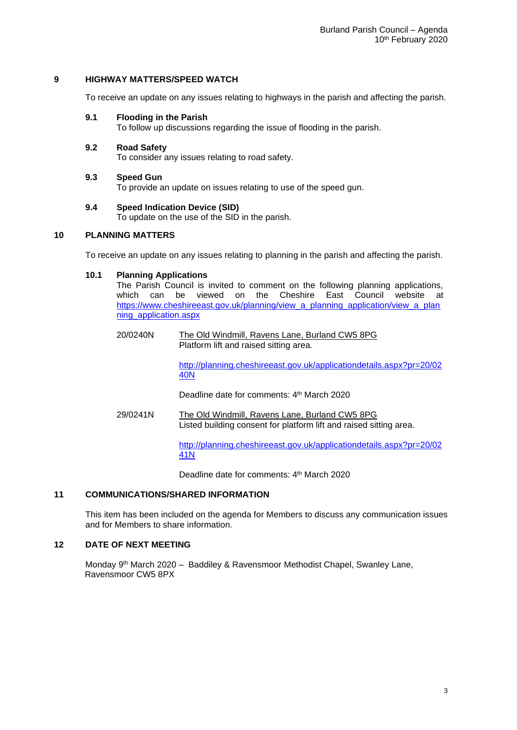## 9 HIGHWAY MATTERS/SPEED WATCH

To receive an update on any issues relating to highways in the parish and affecting the parish.

### 9.1 Flooding in the Parish

To follow up discussions regarding the issue of flooding in the parish.

### 9.2 Road Safety

To consider any issues relating to road safety.

### 9.3 Speed Gun

To provide an update on issues relating to use of the speed gun.

### 9.4 Speed Indication Device (SID)

To update on the use of the SID in the parish.

## 10 PLANNING MATTERS

To receive an update on any issues relating to planning in the parish and affecting the parish.

### 10.1 Planning Applications

The Parish Council is invited to comment on the following planning applications, which can be viewed on the Cheshire East Council website at https://www.cheshireeast.gov.uk/planning/view_a_planning_application/view_a_planning_application.aspx

20/0240N — The Old Windmill, Ravens Lane, Burland CW5 8PG
Platform lift and raised sitting area.

http://planning.cheshireeast.gov.uk/applicationdetails.aspx?pr=20/0240N

Deadline date for comments: 4th March 2020

29/0241N — The Old Windmill, Ravens Lane, Burland CW5 8PG
Listed building consent for platform lift and raised sitting area.

http://planning.cheshireeast.gov.uk/applicationdetails.aspx?pr=20/0241N

Deadline date for comments: 4th March 2020

## 11 COMMUNICATIONS/SHARED INFORMATION

This item has been included on the agenda for Members to discuss any communication issues and for Members to share information.

## 12 DATE OF NEXT MEETING

Monday 9th March 2020 – Baddiley & Ravensmoor Methodist Chapel, Swanley Lane, Ravensmoor CW5 8PX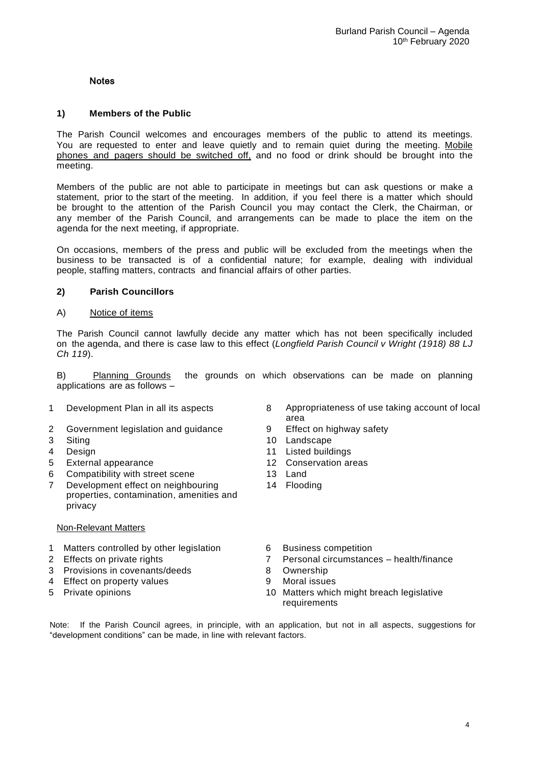## Notes

### 1) Members of the Public

The Parish Council welcomes and encourages members of the public to attend its meetings. You are requested to enter and leave quietly and to remain quiet during the meeting. <u>Mobile phones and pagers should be switched off,</u> and no food or drink should be brought into the meeting.

Members of the public are not able to participate in meetings but can ask questions or make a statement, prior to the start of the meeting. In addition, if you feel there is a matter which should be brought to the attention of the Parish Council you may contact the Clerk, the Chairman, or any member of the Parish Council, and arrangements can be made to place the item on the agenda for the next meeting, if appropriate.

On occasions, members of the press and public will be excluded from the meetings when the business to be transacted is of a confidential nature; for example, dealing with individual people, staffing matters, contracts and financial affairs of other parties.

### 2) Parish Councillors

A) <u>Notice of items</u>

The Parish Council cannot lawfully decide any matter which has not been specifically included on the agenda, and there is case law to this effect (*Longfield Parish Council v Wright (1918) 88 LJ Ch 119*).

B) <u>Planning Grounds</u> the grounds on which observations can be made on planning applications are as follows –

1. Development Plan in all its aspects
2. Government legislation and guidance
3. Siting
4. Design
5. External appearance
6. Compatibility with street scene
7. Development effect on neighbouring properties, contamination, amenities and privacy
8. Appropriateness of use taking account of local area
9. Effect on highway safety
10. Landscape
11. Listed buildings
12. Conservation areas
13. Land
14. Flooding

<u>Non-Relevant Matters</u>

1. Matters controlled by other legislation
2. Effects on private rights
3. Provisions in covenants/deeds
4. Effect on property values
5. Private opinions
6. Business competition
7. Personal circumstances – health/finance
8. Ownership
9. Moral issues
10. Matters which might breach legislative requirements

Note: If the Parish Council agrees, in principle, with an application, but not in all aspects, suggestions for "development conditions" can be made, in line with relevant factors.